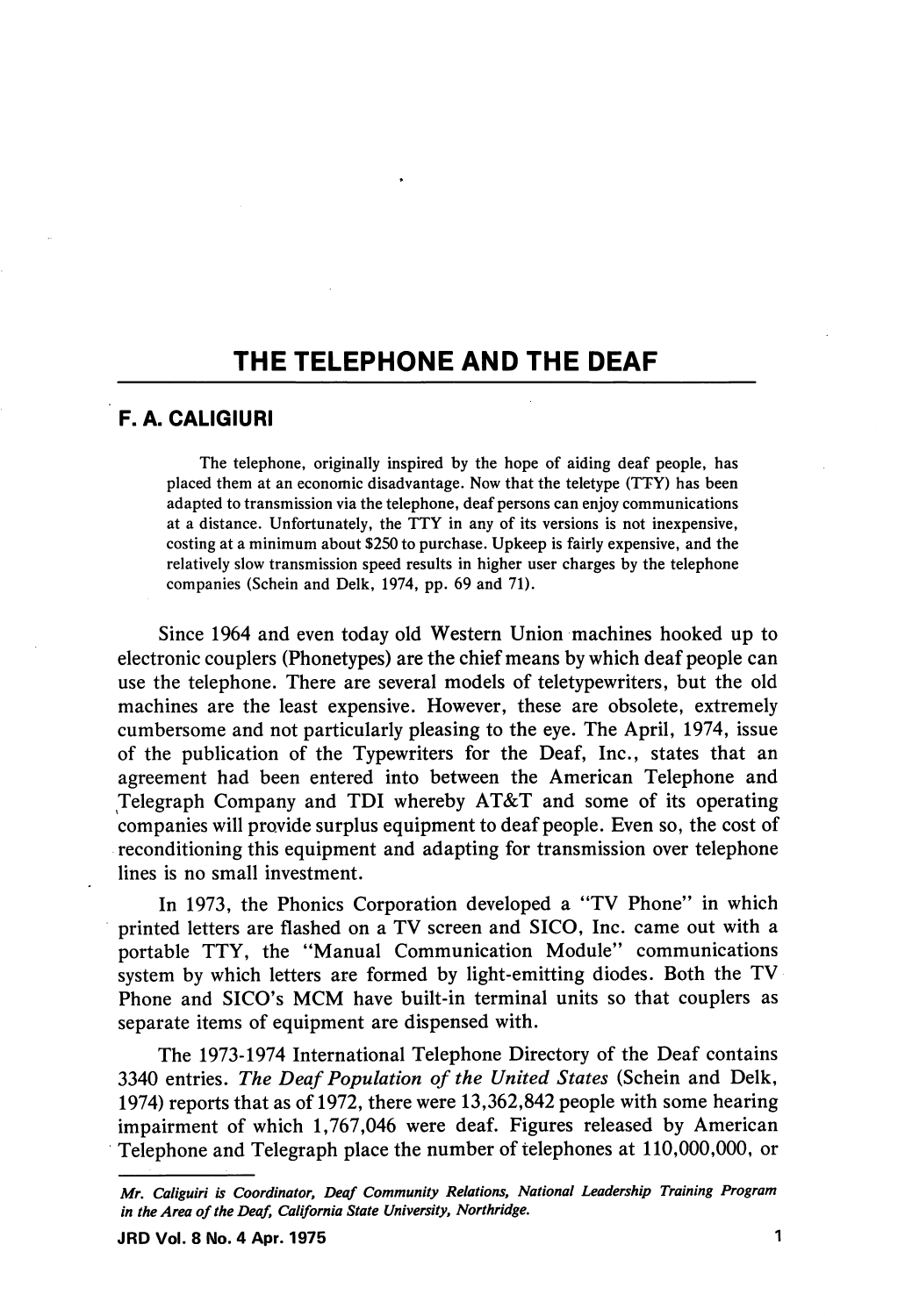# THE TELEPHONE AND THE DEAF

**F. A. CALIGIURI**

The telephone, originally inspired by the hope of aiding deaf people, has placed them at an economic disadvantage. Now that the teletype (TTY) has been adapted to transmission via the telephone, deaf persons can enjoy communications at a distance. Unfortunately, the TTY in any of its versions is not inexpensive, costing at a minimum about $250 to purchase. Upkeep is fairly expensive, and the relatively slow transmission speed results in higher user charges by the telephone companies (Schein and Delk, 1974, pp. 69 and 71).

Since 1964 and even today old Western Union machines hooked up to electronic couplers (Phonetypes) are the chief means by which deaf people can use the telephone. There are several models of teletypewriters, but the old machines are the least expensive. However, these are obsolete, extremely cumbersome and not particularly pleasing to the eye. The April, 1974, issue of the publication of the Typewriters for the Deaf, Inc., states that an agreement had been entered into between the American Telephone and Telegraph Company and TDI whereby AT&T and some of its operating companies will provide surplus equipment to deaf people. Even so, the cost of reconditioning this equipment and adapting for transmission over telephone lines is no small investment.

In 1973, the Phonics Corporation developed a "TV Phone" in which printed letters are flashed on a TV screen and SICO, Inc. came out with a portable TTY, the "Manual Communication Module" communications system by which letters are formed by light-emitting diodes. Both the TV Phone and SICO's MCM have built-in terminal units so that couplers as separate items of equipment are dispensed with.

The 1973-1974 International Telephone Directory of the Deaf contains 3340 entries. *The Deaf Population of the United States* (Schein and Delk, 1974) reports that as of 1972, there were 13,362,842 people with some hearing impairment of which 1,767,046 were deaf. Figures released by American Telephone and Telegraph place the number of telephones at 110,000,000, or

---

*Mr. Caligiuri is Coordinator, Deaf Community Relations, National Leadership Training Program in the Area of the Deaf, California State University, Northridge.*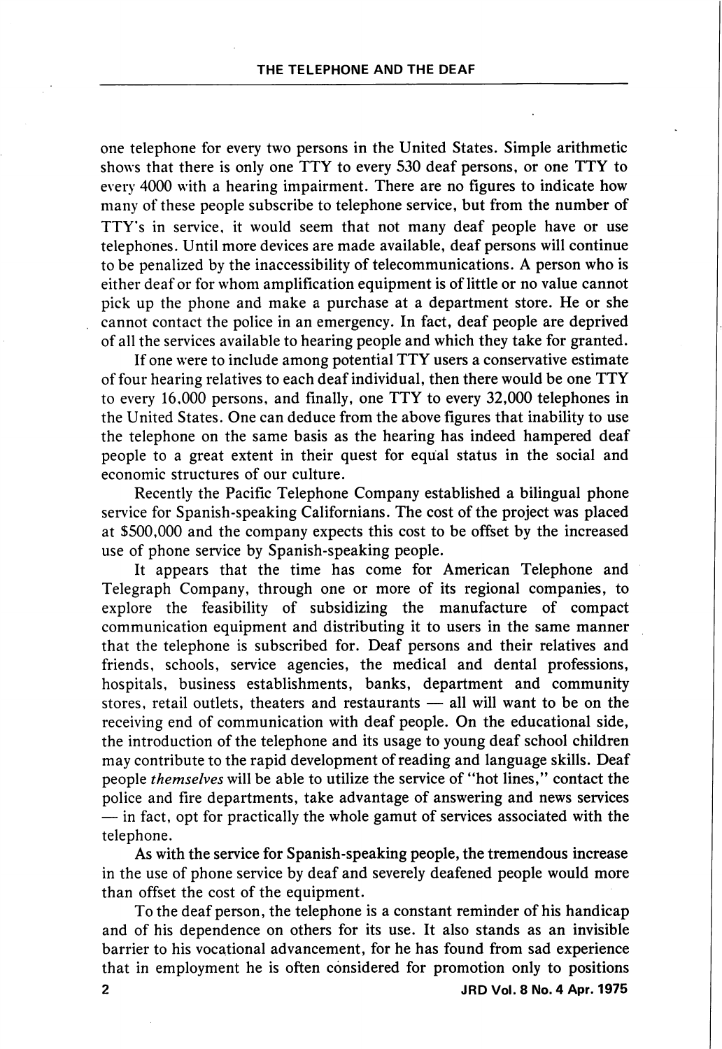one telephone for every two persons in the United States. Simple arithmetic shows that there is only one TTY to every 530 deaf persons, or one TTY to every 4000 with a hearing impairment. There are no figures to indicate how many of these people subscribe to telephone service, but from the number of TTY's in service, it would seem that not many deaf people have or use telephones. Until more devices are made available, deaf persons will continue to be penalized by the inaccessibility of telecommunications. A person who is either deaf or for whom amplification equipment is of little or no value cannot pick up the phone and make a purchase at a department store. He or she cannot contact the police in an emergency. In fact, deaf people are deprived of all the services available to hearing people and which they take for granted.

If one were to include among potential TTY users a conservative estimate of four hearing relatives to each deaf individual, then there would be one TTY to every 16,000 persons, and finally, one TTY to every 32,000 telephones in the United States. One can deduce from the above figures that inability to use the telephone on the same basis as the hearing has indeed hampered deaf people to a great extent in their quest for equal status in the social and economic structures of our culture.

Recently the Pacific Telephone Company established a bilingual phone service for Spanish-speaking Californians. The cost of the project was placed at $500,000 and the company expects this cost to be offset by the increased use of phone service by Spanish-speaking people.

It appears that the time has come for American Telephone and Telegraph Company, through one or more of its regional companies, to explore the feasibility of subsidizing the manufacture of compact communication equipment and distributing it to users in the same manner that the telephone is subscribed for. Deaf persons and their relatives and friends, schools, service agencies, the medical and dental professions, hospitals, business establishments, banks, department and community stores, retail outlets, theaters and restaurants — all will want to be on the receiving end of communication with deaf people. On the educational side, the introduction of the telephone and its usage to young deaf school children may contribute to the rapid development of reading and language skills. Deaf people *themselves* will be able to utilize the service of "hot lines," contact the police and fire departments, take advantage of answering and news services — in fact, opt for practically the whole gamut of services associated with the telephone.

As with the service for Spanish-speaking people, the tremendous increase in the use of phone service by deaf and severely deafened people would more than offset the cost of the equipment.

To the deaf person, the telephone is a constant reminder of his handicap and of his dependence on others for its use. It also stands as an invisible barrier to his vocational advancement, for he has found from sad experience that in employment he is often considered for promotion only to positions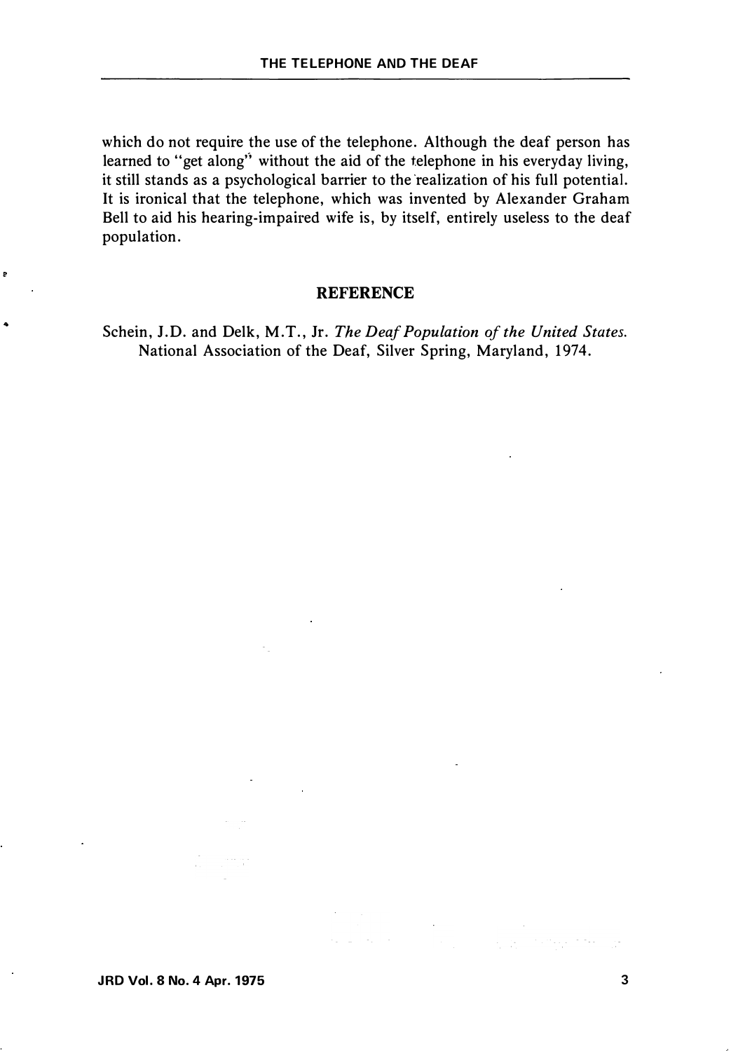which do not require the use of the telephone. Although the deaf person has learned to "get along" without the aid of the telephone in his everyday living, it still stands as a psychological barrier to the realization of his full potential. It is ironical that the telephone, which was invented by Alexander Graham Bell to aid his hearing-impaired wife is, by itself, entirely useless to the deaf population.

## REFERENCE

Schein, J.D. and Delk, M.T., Jr. *The Deaf Population of the United States.* National Association of the Deaf, Silver Spring, Maryland, 1974.